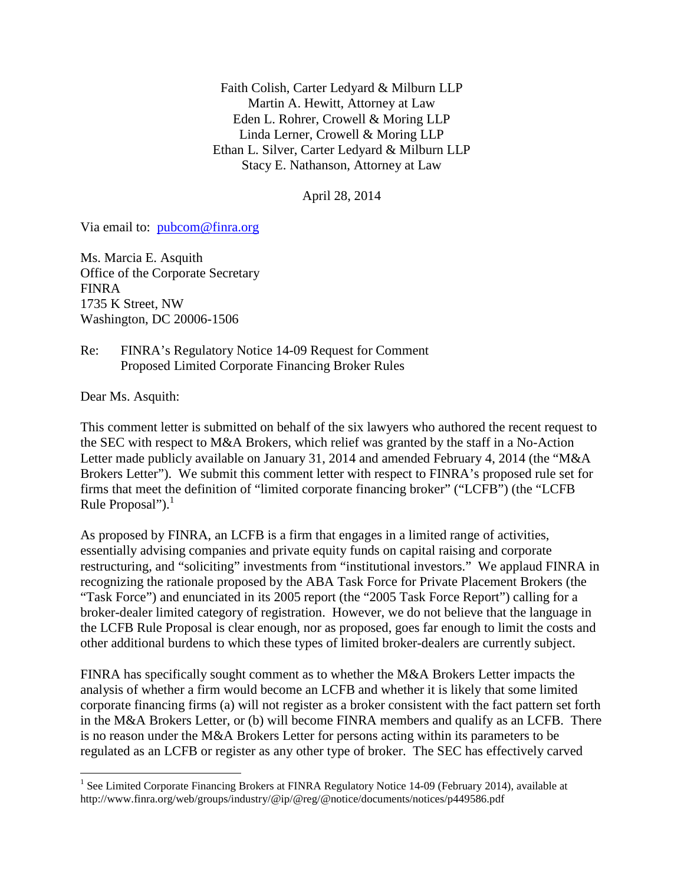Faith Colish, Carter Ledyard & Milburn LLP
Martin A. Hewitt, Attorney at Law
Eden L. Rohrer, Crowell & Moring LLP
Linda Lerner, Crowell & Moring LLP
Ethan L. Silver, Carter Ledyard & Milburn LLP
Stacy E. Nathanson, Attorney at Law

April 28, 2014

Via email to: pubcom@finra.org

Ms. Marcia E. Asquith
Office of the Corporate Secretary
FINRA
1735 K Street, NW
Washington, DC 20006-1506

Re: FINRA's Regulatory Notice 14-09 Request for Comment
Proposed Limited Corporate Financing Broker Rules

Dear Ms. Asquith:

This comment letter is submitted on behalf of the six lawyers who authored the recent request to the SEC with respect to M&A Brokers, which relief was granted by the staff in a No-Action Letter made publicly available on January 31, 2014 and amended February 4, 2014 (the "M&A Brokers Letter"). We submit this comment letter with respect to FINRA's proposed rule set for firms that meet the definition of "limited corporate financing broker" ("LCFB") (the "LCFB Rule Proposal").[1]

As proposed by FINRA, an LCFB is a firm that engages in a limited range of activities, essentially advising companies and private equity funds on capital raising and corporate restructuring, and "soliciting" investments from "institutional investors." We applaud FINRA in recognizing the rationale proposed by the ABA Task Force for Private Placement Brokers (the "Task Force") and enunciated in its 2005 report (the "2005 Task Force Report") calling for a broker-dealer limited category of registration. However, we do not believe that the language in the LCFB Rule Proposal is clear enough, nor as proposed, goes far enough to limit the costs and other additional burdens to which these types of limited broker-dealers are currently subject.

FINRA has specifically sought comment as to whether the M&A Brokers Letter impacts the analysis of whether a firm would become an LCFB and whether it is likely that some limited corporate financing firms (a) will not register as a broker consistent with the fact pattern set forth in the M&A Brokers Letter, or (b) will become FINRA members and qualify as an LCFB. There is no reason under the M&A Brokers Letter for persons acting within its parameters to be regulated as an LCFB or register as any other type of broker. The SEC has effectively carved

[1] See Limited Corporate Financing Brokers at FINRA Regulatory Notice 14-09 (February 2014), available at http://www.finra.org/web/groups/industry/@ip/@reg/@notice/documents/notices/p449586.pdf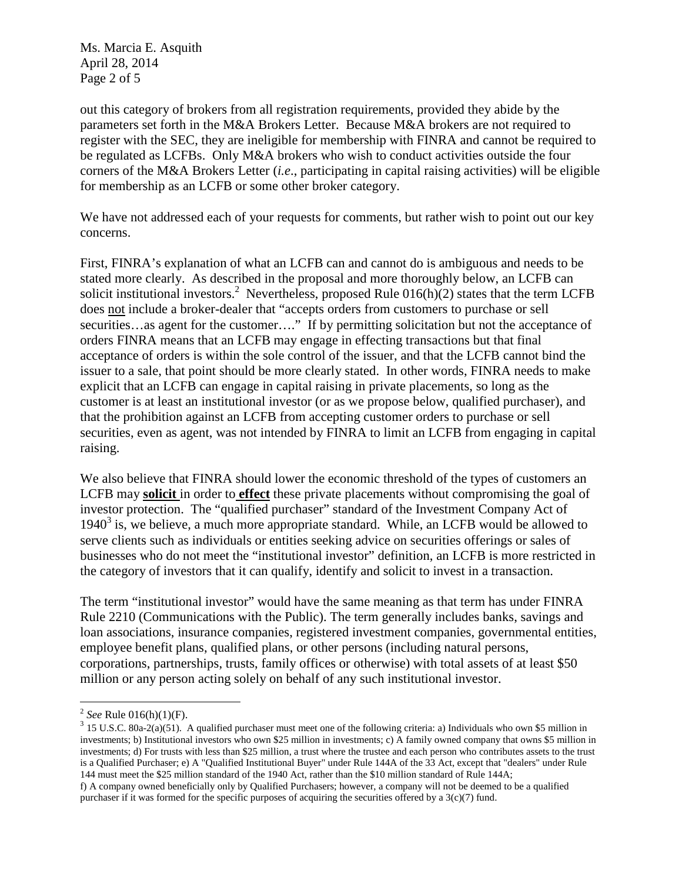out this category of brokers from all registration requirements, provided they abide by the parameters set forth in the M&A Brokers Letter. Because M&A brokers are not required to register with the SEC, they are ineligible for membership with FINRA and cannot be required to be regulated as LCFBs. Only M&A brokers who wish to conduct activities outside the four corners of the M&A Brokers Letter (*i.e*., participating in capital raising activities) will be eligible for membership as an LCFB or some other broker category.

We have not addressed each of your requests for comments, but rather wish to point out our key concerns.

First, FINRA's explanation of what an LCFB can and cannot do is ambiguous and needs to be stated more clearly. As described in the proposal and more thoroughly below, an LCFB can solicit institutional investors.[2] Nevertheless, proposed Rule 016(h)(2) states that the term LCFB does not include a broker-dealer that "accepts orders from customers to purchase or sell securities…as agent for the customer…." If by permitting solicitation but not the acceptance of orders FINRA means that an LCFB may engage in effecting transactions but that final acceptance of orders is within the sole control of the issuer, and that the LCFB cannot bind the issuer to a sale, that point should be more clearly stated. In other words, FINRA needs to make explicit that an LCFB can engage in capital raising in private placements, so long as the customer is at least an institutional investor (or as we propose below, qualified purchaser), and that the prohibition against an LCFB from accepting customer orders to purchase or sell securities, even as agent, was not intended by FINRA to limit an LCFB from engaging in capital raising.

We also believe that FINRA should lower the economic threshold of the types of customers an LCFB may **solicit** in order to **effect** these private placements without compromising the goal of investor protection. The "qualified purchaser" standard of the Investment Company Act of 1940[3] is, we believe, a much more appropriate standard. While, an LCFB would be allowed to serve clients such as individuals or entities seeking advice on securities offerings or sales of businesses who do not meet the "institutional investor" definition, an LCFB is more restricted in the category of investors that it can qualify, identify and solicit to invest in a transaction.

The term "institutional investor" would have the same meaning as that term has under FINRA Rule 2210 (Communications with the Public). The term generally includes banks, savings and loan associations, insurance companies, registered investment companies, governmental entities, employee benefit plans, qualified plans, or other persons (including natural persons, corporations, partnerships, trusts, family offices or otherwise) with total assets of at least $50 million or any person acting solely on behalf of any such institutional investor.

---

[2] *See* Rule 016(h)(1)(F).

[3] 15 U.S.C. 80a-2(a)(51). A qualified purchaser must meet one of the following criteria: a) Individuals who own $5 million in investments; b) Institutional investors who own $25 million in investments; c) A family owned company that owns $5 million in investments; d) For trusts with less than $25 million, a trust where the trustee and each person who contributes assets to the trust is a Qualified Purchaser; e) A "Qualified Institutional Buyer" under Rule 144A of the 33 Act, except that "dealers" under Rule 144 must meet the $25 million standard of the 1940 Act, rather than the $10 million standard of Rule 144A; f) A company owned beneficially only by Qualified Purchasers; however, a company will not be deemed to be a qualified purchaser if it was formed for the specific purposes of acquiring the securities offered by a 3(c)(7) fund.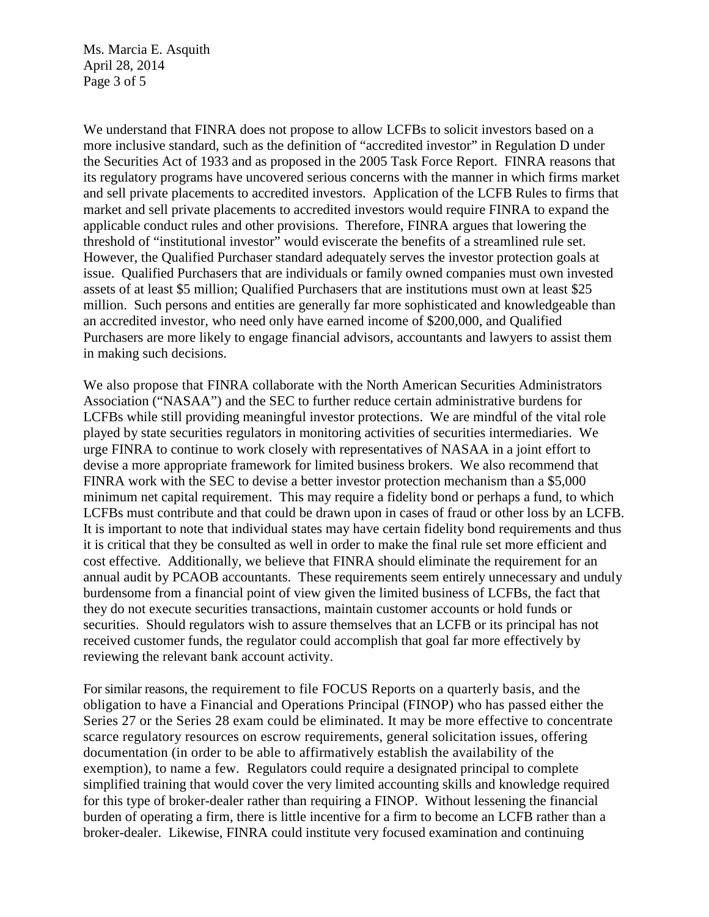We understand that FINRA does not propose to allow LCFBs to solicit investors based on a more inclusive standard, such as the definition of "accredited investor" in Regulation D under the Securities Act of 1933 and as proposed in the 2005 Task Force Report. FINRA reasons that its regulatory programs have uncovered serious concerns with the manner in which firms market and sell private placements to accredited investors. Application of the LCFB Rules to firms that market and sell private placements to accredited investors would require FINRA to expand the applicable conduct rules and other provisions. Therefore, FINRA argues that lowering the threshold of "institutional investor" would eviscerate the benefits of a streamlined rule set. However, the Qualified Purchaser standard adequately serves the investor protection goals at issue. Qualified Purchasers that are individuals or family owned companies must own invested assets of at least $5 million; Qualified Purchasers that are institutions must own at least $25 million. Such persons and entities are generally far more sophisticated and knowledgeable than an accredited investor, who need only have earned income of $200,000, and Qualified Purchasers are more likely to engage financial advisors, accountants and lawyers to assist them in making such decisions.

We also propose that FINRA collaborate with the North American Securities Administrators Association ("NASAA") and the SEC to further reduce certain administrative burdens for LCFBs while still providing meaningful investor protections. We are mindful of the vital role played by state securities regulators in monitoring activities of securities intermediaries. We urge FINRA to continue to work closely with representatives of NASAA in a joint effort to devise a more appropriate framework for limited business brokers. We also recommend that FINRA work with the SEC to devise a better investor protection mechanism than a $5,000 minimum net capital requirement. This may require a fidelity bond or perhaps a fund, to which LCFBs must contribute and that could be drawn upon in cases of fraud or other loss by an LCFB. It is important to note that individual states may have certain fidelity bond requirements and thus it is critical that they be consulted as well in order to make the final rule set more efficient and cost effective. Additionally, we believe that FINRA should eliminate the requirement for an annual audit by PCAOB accountants. These requirements seem entirely unnecessary and unduly burdensome from a financial point of view given the limited business of LCFBs, the fact that they do not execute securities transactions, maintain customer accounts or hold funds or securities. Should regulators wish to assure themselves that an LCFB or its principal has not received customer funds, the regulator could accomplish that goal far more effectively by reviewing the relevant bank account activity.

For similar reasons, the requirement to file FOCUS Reports on a quarterly basis, and the obligation to have a Financial and Operations Principal (FINOP) who has passed either the Series 27 or the Series 28 exam could be eliminated. It may be more effective to concentrate scarce regulatory resources on escrow requirements, general solicitation issues, offering documentation (in order to be able to affirmatively establish the availability of the exemption), to name a few. Regulators could require a designated principal to complete simplified training that would cover the very limited accounting skills and knowledge required for this type of broker-dealer rather than requiring a FINOP. Without lessening the financial burden of operating a firm, there is little incentive for a firm to become an LCFB rather than a broker-dealer. Likewise, FINRA could institute very focused examination and continuing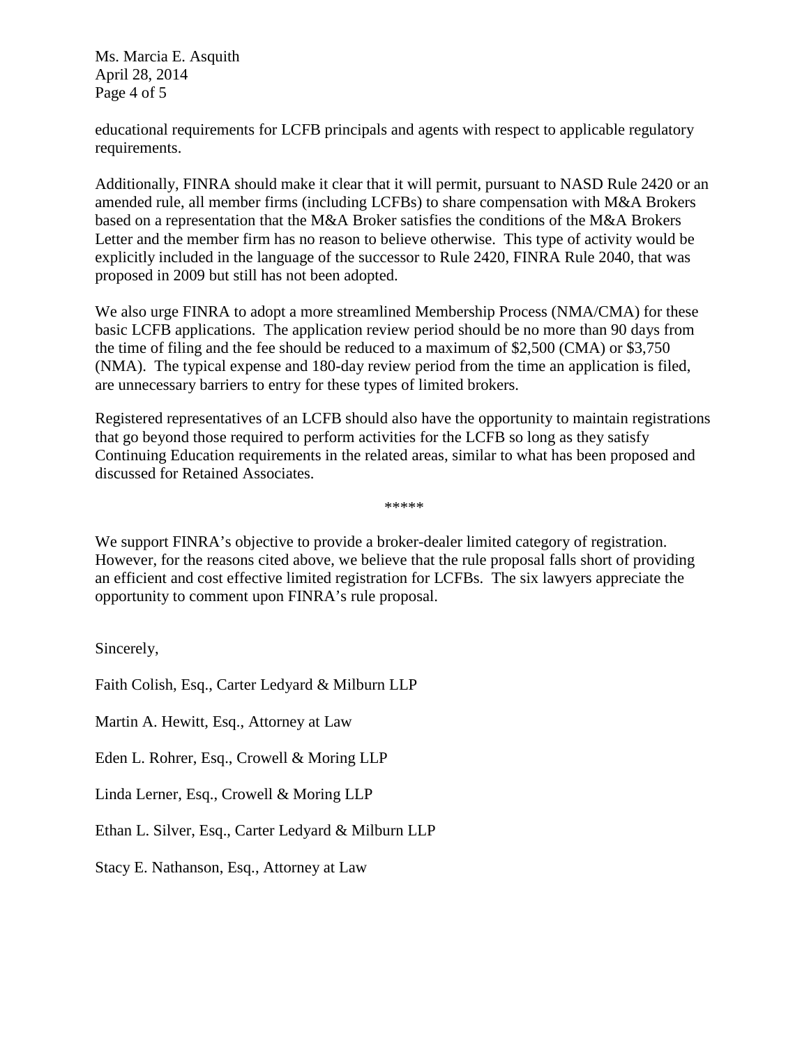educational requirements for LCFB principals and agents with respect to applicable regulatory requirements.

Additionally, FINRA should make it clear that it will permit, pursuant to NASD Rule 2420 or an amended rule, all member firms (including LCFBs) to share compensation with M&A Brokers based on a representation that the M&A Broker satisfies the conditions of the M&A Brokers Letter and the member firm has no reason to believe otherwise. This type of activity would be explicitly included in the language of the successor to Rule 2420, FINRA Rule 2040, that was proposed in 2009 but still has not been adopted.

We also urge FINRA to adopt a more streamlined Membership Process (NMA/CMA) for these basic LCFB applications. The application review period should be no more than 90 days from the time of filing and the fee should be reduced to a maximum of $2,500 (CMA) or $3,750 (NMA). The typical expense and 180-day review period from the time an application is filed, are unnecessary barriers to entry for these types of limited brokers.

Registered representatives of an LCFB should also have the opportunity to maintain registrations that go beyond those required to perform activities for the LCFB so long as they satisfy Continuing Education requirements in the related areas, similar to what has been proposed and discussed for Retained Associates.

*****

We support FINRA's objective to provide a broker-dealer limited category of registration. However, for the reasons cited above, we believe that the rule proposal falls short of providing an efficient and cost effective limited registration for LCFBs. The six lawyers appreciate the opportunity to comment upon FINRA's rule proposal.

Sincerely,

Faith Colish, Esq., Carter Ledyard & Milburn LLP

Martin A. Hewitt, Esq., Attorney at Law

Eden L. Rohrer, Esq., Crowell & Moring LLP

Linda Lerner, Esq., Crowell & Moring LLP

Ethan L. Silver, Esq., Carter Ledyard & Milburn LLP

Stacy E. Nathanson, Esq., Attorney at Law